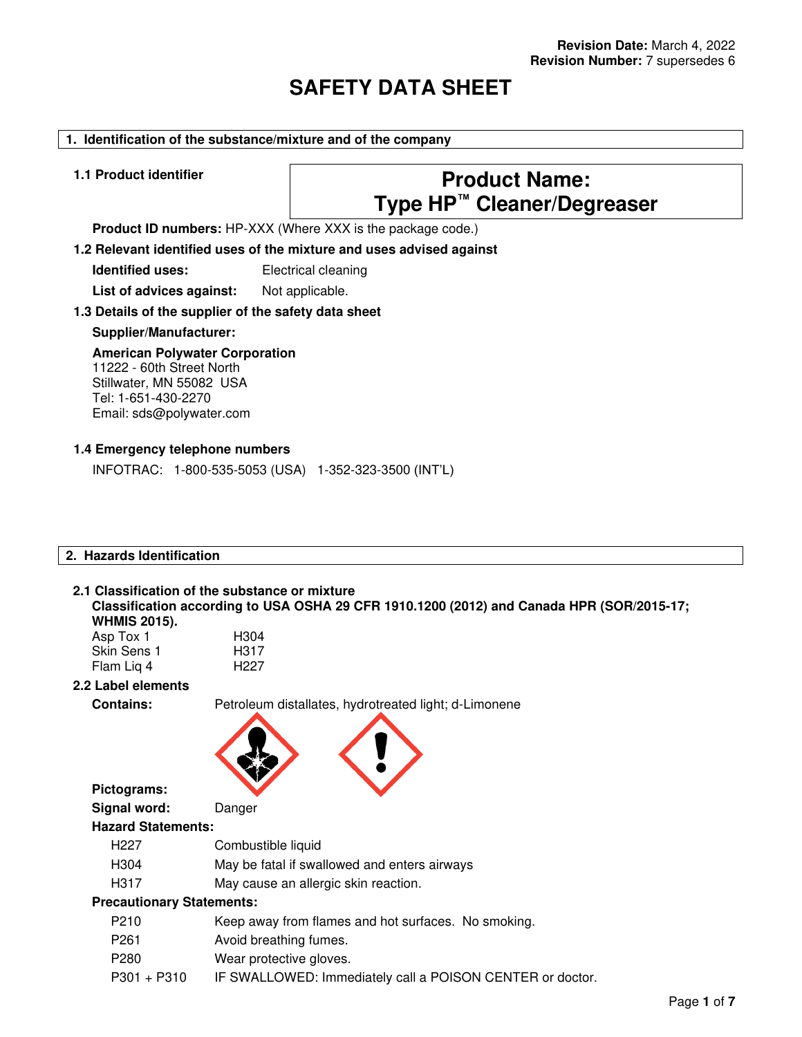**Revision Date:** March 4, 2022
**Revision Number:** 7 supersedes 6

# SAFETY DATA SHEET

## 1. Identification of the substance/mixture and of the company

### 1.1 Product identifier

**Product Name:**
**Type HP™ Cleaner/Degreaser**

**Product ID numbers:** HP-XXX (Where XXX is the package code.)

### 1.2 Relevant identified uses of the mixture and uses advised against

**Identified uses:** Electrical cleaning

**List of advices against:** Not applicable.

### 1.3 Details of the supplier of the safety data sheet

**Supplier/Manufacturer:**

**American Polywater Corporation**
11222 - 60th Street North
Stillwater, MN 55082 USA
Tel: 1-651-430-2270
Email: sds@polywater.com

### 1.4 Emergency telephone numbers

INFOTRAC: 1-800-535-5053 (USA) 1-352-323-3500 (INT'L)

## 2. Hazards Identification

### 2.1 Classification of the substance or mixture

**Classification according to USA OSHA 29 CFR 1910.1200 (2012) and Canada HPR (SOR/2015-17; WHMIS 2015).**

| | |
|---|---|
| Asp Tox 1 | H304 |
| Skin Sens 1 | H317 |
| Flam Liq 4 | H227 |

### 2.2 Label elements

**Contains:** Petroleum distillates, hydrotreated light; d-Limonene

**Pictograms:**

**Signal word:** Danger

**Hazard Statements:**

| | |
|---|---|
| H227 | Combustible liquid |
| H304 | May be fatal if swallowed and enters airways |
| H317 | May cause an allergic skin reaction. |

**Precautionary Statements:**

| | |
|---|---|
| P210 | Keep away from flames and hot surfaces. No smoking. |
| P261 | Avoid breathing fumes. |
| P280 | Wear protective gloves. |
| P301 + P310 | IF SWALLOWED: Immediately call a POISON CENTER or doctor. |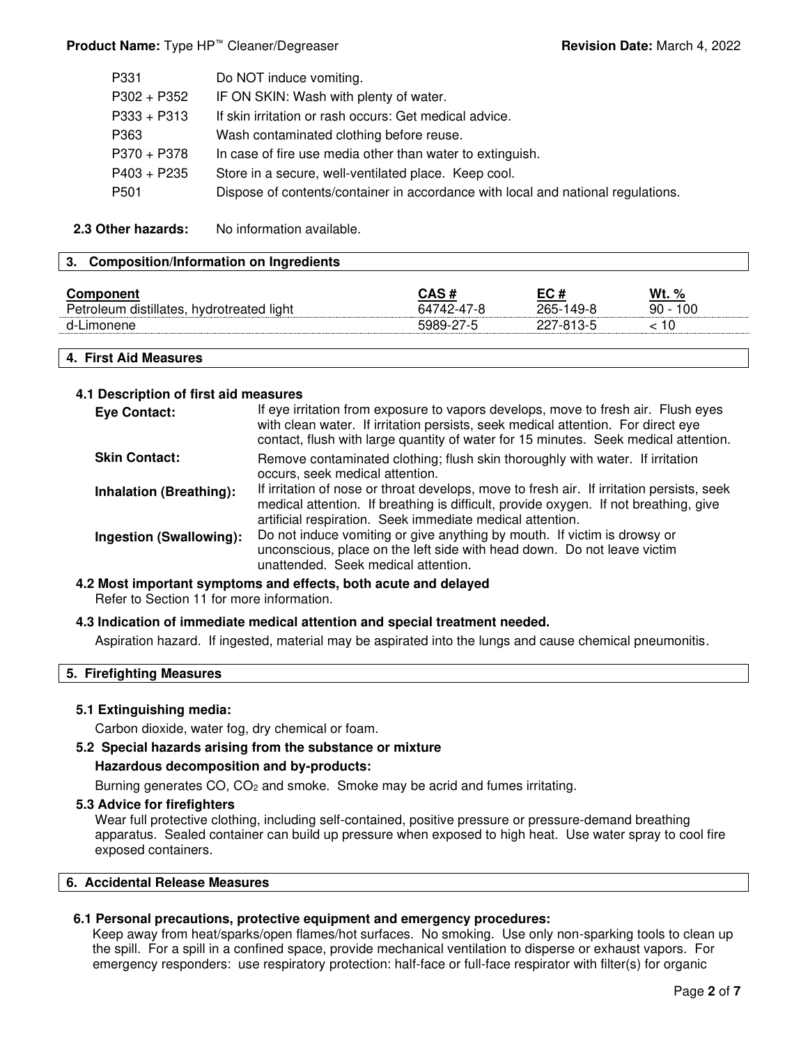| | |
|---|---|
| P331 | Do NOT induce vomiting. |
| P302 + P352 | IF ON SKIN: Wash with plenty of water. |
| P333 + P313 | If skin irritation or rash occurs: Get medical advice. |
| P363 | Wash contaminated clothing before reuse. |
| P370 + P378 | In case of fire use media other than water to extinguish. |
| P403 + P235 | Store in a secure, well-ventilated place. Keep cool. |
| P501 | Dispose of contents/container in accordance with local and national regulations. |

**2.3 Other hazards:** No information available.

## 3. Composition/Information on Ingredients

| Component | CAS # | EC # | Wt. % |
|---|---|---|---|
| Petroleum distillates, hydrotreated light | 64742-47-8 | 265-149-8 | 90 - 100 |
| d-Limonene | 5989-27-5 | 227-813-5 | < 10 |

## 4. First Aid Measures

### 4.1 Description of first aid measures

**Eye Contact:** If eye irritation from exposure to vapors develops, move to fresh air. Flush eyes with clean water. If irritation persists, seek medical attention. For direct eye contact, flush with large quantity of water for 15 minutes. Seek medical attention.

**Skin Contact:** Remove contaminated clothing; flush skin thoroughly with water. If irritation occurs, seek medical attention.

**Inhalation (Breathing):** If irritation of nose or throat develops, move to fresh air. If irritation persists, seek medical attention. If breathing is difficult, provide oxygen. If not breathing, give artificial respiration. Seek immediate medical attention.

**Ingestion (Swallowing):** Do not induce vomiting or give anything by mouth. If victim is drowsy or unconscious, place on the left side with head down. Do not leave victim unattended. Seek medical attention.

### 4.2 Most important symptoms and effects, both acute and delayed

Refer to Section 11 for more information.

### 4.3 Indication of immediate medical attention and special treatment needed.

Aspiration hazard. If ingested, material may be aspirated into the lungs and cause chemical pneumonitis.

## 5. Firefighting Measures

### 5.1 Extinguishing media:

Carbon dioxide, water fog, dry chemical or foam.

### 5.2 Special hazards arising from the substance or mixture

**Hazardous decomposition and by-products:**

Burning generates CO, $CO_2$ and smoke. Smoke may be acrid and fumes irritating.

### 5.3 Advice for firefighters

Wear full protective clothing, including self-contained, positive pressure or pressure-demand breathing apparatus. Sealed container can build up pressure when exposed to high heat. Use water spray to cool fire exposed containers.

## 6. Accidental Release Measures

### 6.1 Personal precautions, protective equipment and emergency procedures:

Keep away from heat/sparks/open flames/hot surfaces. No smoking. Use only non-sparking tools to clean up the spill. For a spill in a confined space, provide mechanical ventilation to disperse or exhaust vapors. For emergency responders: use respiratory protection: half-face or full-face respirator with filter(s) for organic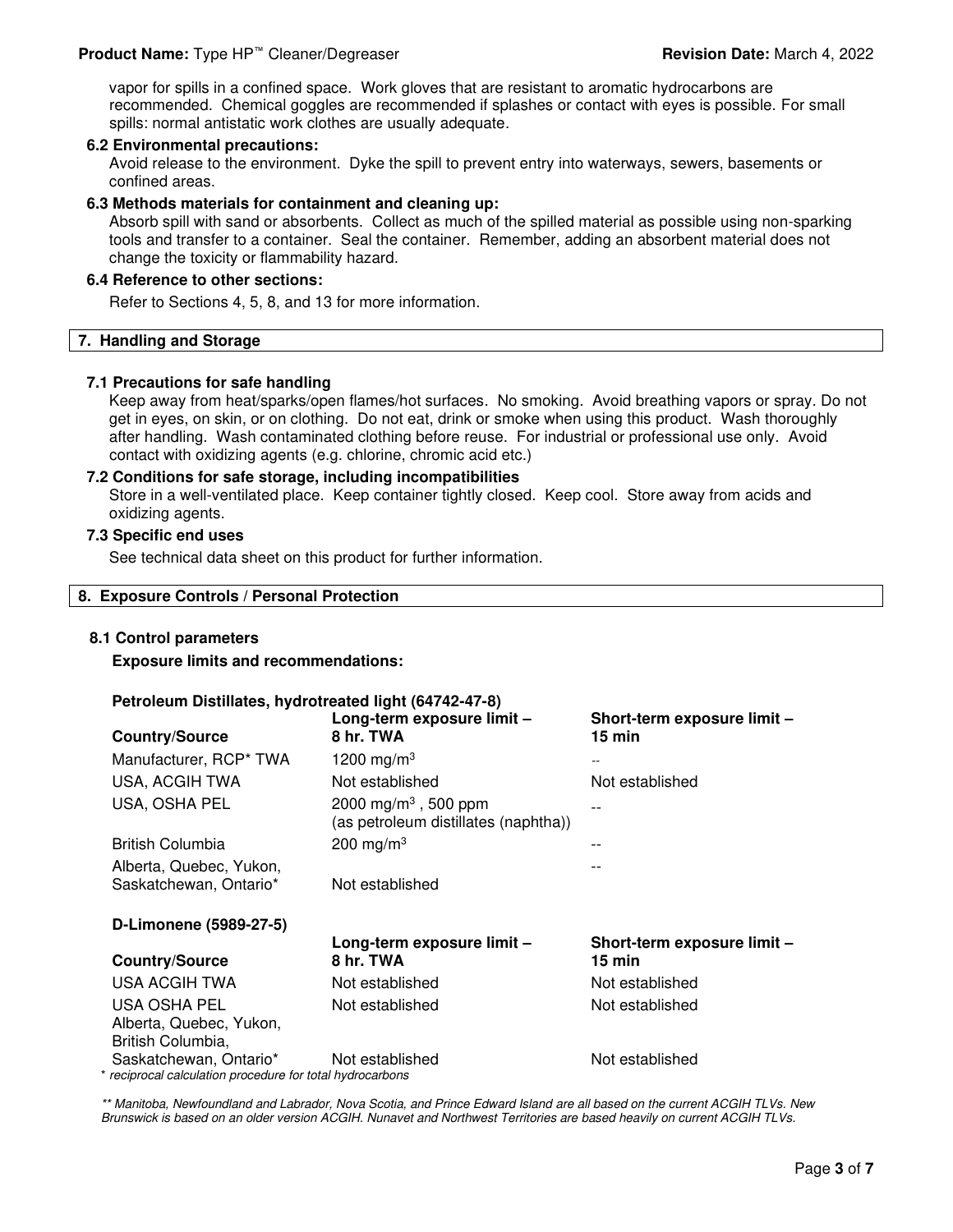vapor for spills in a confined space. Work gloves that are resistant to aromatic hydrocarbons are recommended. Chemical goggles are recommended if splashes or contact with eyes is possible. For small spills: normal antistatic work clothes are usually adequate.

### 6.2 Environmental precautions:

Avoid release to the environment. Dyke the spill to prevent entry into waterways, sewers, basements or confined areas.

### 6.3 Methods materials for containment and cleaning up:

Absorb spill with sand or absorbents. Collect as much of the spilled material as possible using non-sparking tools and transfer to a container. Seal the container. Remember, adding an absorbent material does not change the toxicity or flammability hazard.

### 6.4 Reference to other sections:

Refer to Sections 4, 5, 8, and 13 for more information.

## 7. Handling and Storage

### 7.1 Precautions for safe handling

Keep away from heat/sparks/open flames/hot surfaces. No smoking. Avoid breathing vapors or spray. Do not get in eyes, on skin, or on clothing. Do not eat, drink or smoke when using this product. Wash thoroughly after handling. Wash contaminated clothing before reuse. For industrial or professional use only. Avoid contact with oxidizing agents (e.g. chlorine, chromic acid etc.)

### 7.2 Conditions for safe storage, including incompatibilities

Store in a well-ventilated place. Keep container tightly closed. Keep cool. Store away from acids and oxidizing agents.

### 7.3 Specific end uses

See technical data sheet on this product for further information.

## 8. Exposure Controls / Personal Protection

### 8.1 Control parameters

**Exposure limits and recommendations:**

**Petroleum Distillates, hydrotreated light (64742-47-8)**

| Country/Source | Long-term exposure limit – 8 hr. TWA | Short-term exposure limit – 15 min |
|---|---|---|
| Manufacturer, RCP* TWA | 1200 mg/m$^3$ | -- |
| USA, ACGIH TWA | Not established | Not established |
| USA, OSHA PEL | 2000 mg/m$^3$ , 500 ppm (as petroleum distillates (naphtha)) | -- |
| British Columbia | 200 mg/m$^3$ | -- |
| Alberta, Quebec, Yukon, Saskatchewan, Ontario* | Not established | -- |

**D-Limonene (5989-27-5)**

| Country/Source | Long-term exposure limit – 8 hr. TWA | Short-term exposure limit – 15 min |
|---|---|---|
| USA ACGIH TWA | Not established | Not established |
| USA OSHA PEL | Not established | Not established |
| Alberta, Quebec, Yukon, British Columbia, Saskatchewan, Ontario* | Not established | Not established |

*\* reciprocal calculation procedure for total hydrocarbons*

*\*\* Manitoba, Newfoundland and Labrador, Nova Scotia, and Prince Edward Island are all based on the current ACGIH TLVs. New Brunswick is based on an older version ACGIH. Nunavet and Northwest Territories are based heavily on current ACGIH TLVs.*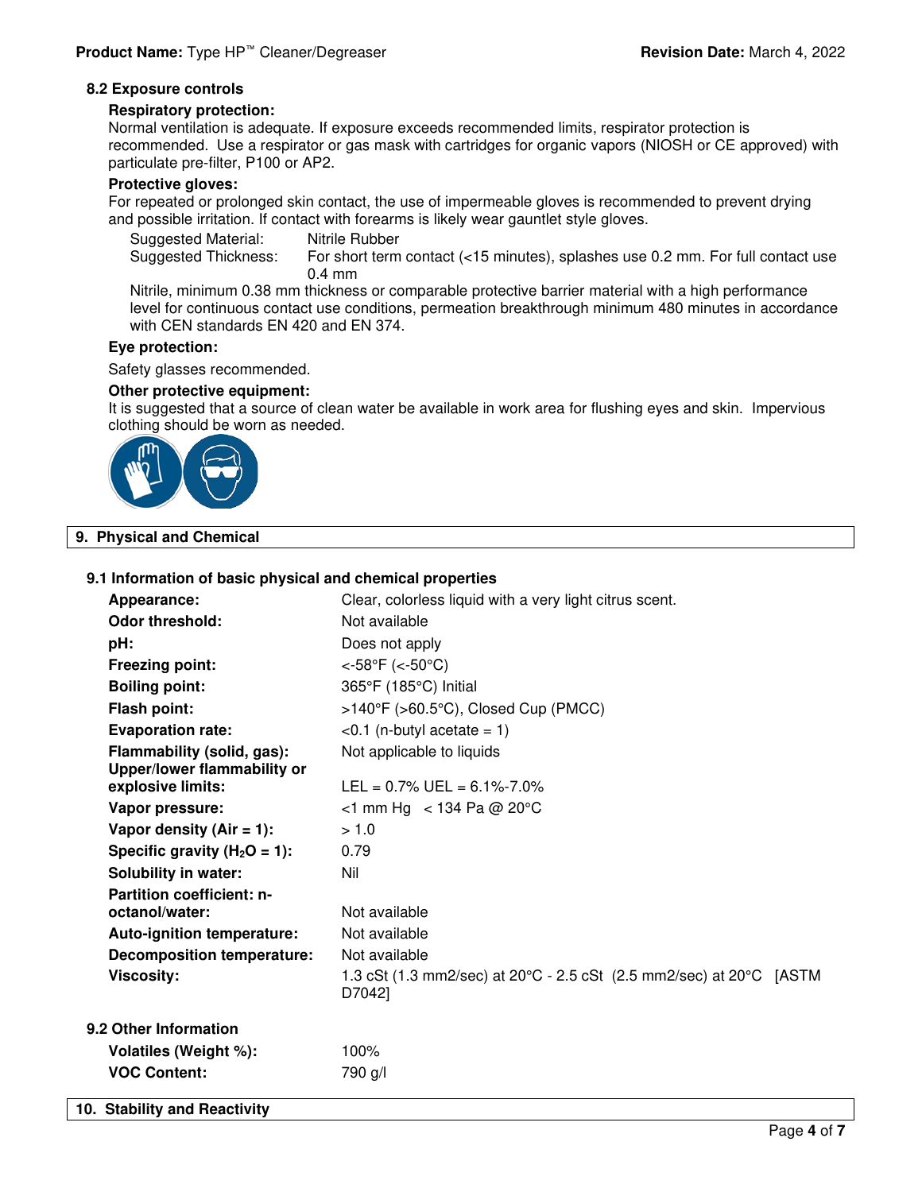### 8.2 Exposure controls

**Respiratory protection:**
Normal ventilation is adequate. If exposure exceeds recommended limits, respirator protection is recommended. Use a respirator or gas mask with cartridges for organic vapors (NIOSH or CE approved) with particulate pre-filter, P100 or AP2.

**Protective gloves:**
For repeated or prolonged skin contact, the use of impermeable gloves is recommended to prevent drying and possible irritation. If contact with forearms is likely wear gauntlet style gloves.

| | |
|---|---|
| Suggested Material: | Nitrile Rubber |
| Suggested Thickness: | For short term contact (<15 minutes), splashes use 0.2 mm. For full contact use 0.4 mm |

Nitrile, minimum 0.38 mm thickness or comparable protective barrier material with a high performance level for continuous contact use conditions, permeation breakthrough minimum 480 minutes in accordance with CEN standards EN 420 and EN 374.

**Eye protection:**

Safety glasses recommended.

**Other protective equipment:**
It is suggested that a source of clean water be available in work area for flushing eyes and skin. Impervious clothing should be worn as needed.

## 9. Physical and Chemical

### 9.1 Information of basic physical and chemical properties

| | |
|---|---|
| **Appearance:** | Clear, colorless liquid with a very light citrus scent. |
| **Odor threshold:** | Not available |
| **pH:** | Does not apply |
| **Freezing point:** | <-58°F (<-50°C) |
| **Boiling point:** | 365°F (185°C) Initial |
| **Flash point:** | >140°F (>60.5°C), Closed Cup (PMCC) |
| **Evaporation rate:** | <0.1 (n-butyl acetate = 1) |
| **Flammability (solid, gas):** | Not applicable to liquids |
| **Upper/lower flammability or explosive limits:** | LEL = 0.7% UEL = 6.1%-7.0% |
| **Vapor pressure:** | <1 mm Hg < 134 Pa @ 20°C |
| **Vapor density (Air = 1):** | > 1.0 |
| **Specific gravity ($H_2O$ = 1):** | 0.79 |
| **Solubility in water:** | Nil |
| **Partition coefficient: n-octanol/water:** | Not available |
| **Auto-ignition temperature:** | Not available |
| **Decomposition temperature:** | Not available |
| **Viscosity:** | 1.3 cSt (1.3 mm2/sec) at 20°C - 2.5 cSt (2.5 mm2/sec) at 20°C [ASTM D7042] |

### 9.2 Other Information

| | |
|---|---|
| **Volatiles (Weight %):** | 100% |
| **VOC Content:** | 790 g/l |

## 10. Stability and Reactivity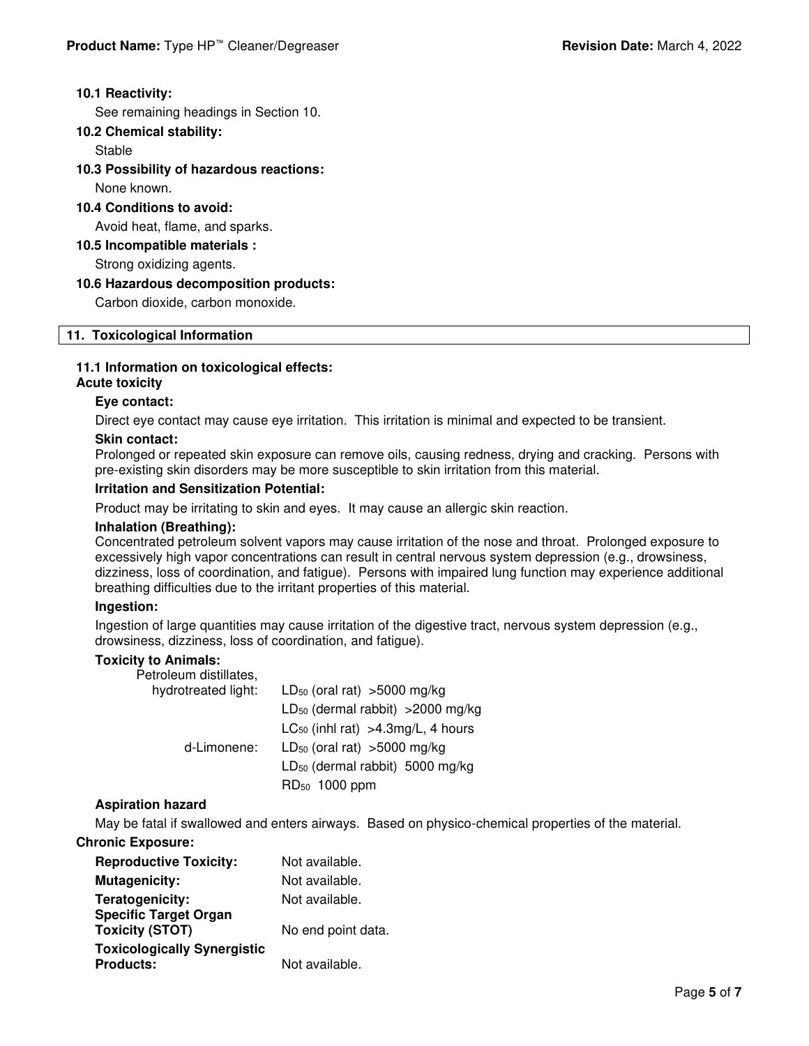### 10.1 Reactivity:

See remaining headings in Section 10.

### 10.2 Chemical stability:

Stable

### 10.3 Possibility of hazardous reactions:

None known.

### 10.4 Conditions to avoid:

Avoid heat, flame, and sparks.

### 10.5 Incompatible materials :

Strong oxidizing agents.

### 10.6 Hazardous decomposition products:

Carbon dioxide, carbon monoxide.

## 11. Toxicological Information

### 11.1 Information on toxicological effects:

**Acute toxicity**

**Eye contact:**

Direct eye contact may cause eye irritation. This irritation is minimal and expected to be transient.

**Skin contact:**

Prolonged or repeated skin exposure can remove oils, causing redness, drying and cracking. Persons with pre-existing skin disorders may be more susceptible to skin irritation from this material.

**Irritation and Sensitization Potential:**

Product may be irritating to skin and eyes. It may cause an allergic skin reaction.

**Inhalation (Breathing):**

Concentrated petroleum solvent vapors may cause irritation of the nose and throat. Prolonged exposure to excessively high vapor concentrations can result in central nervous system depression (e.g., drowsiness, dizziness, loss of coordination, and fatigue). Persons with impaired lung function may experience additional breathing difficulties due to the irritant properties of this material.

**Ingestion:**

Ingestion of large quantities may cause irritation of the digestive tract, nervous system depression (e.g., drowsiness, dizziness, loss of coordination, and fatigue).

**Toxicity to Animals:**

| | |
|---|---|
| Petroleum distillates, hydrotreated light: | $LD_{50}$ (oral rat) >5000 mg/kg |
| | $LD_{50}$ (dermal rabbit) >2000 mg/kg |
| | $LC_{50}$ (inhl rat) >4.3mg/L, 4 hours |
| d-Limonene: | $LD_{50}$ (oral rat) >5000 mg/kg |
| | $LD_{50}$ (dermal rabbit) 5000 mg/kg |
| | $RD_{50}$ 1000 ppm |

**Aspiration hazard**

May be fatal if swallowed and enters airways. Based on physico-chemical properties of the material.

**Chronic Exposure:**

| | |
|---|---|
| **Reproductive Toxicity:** | Not available. |
| **Mutagenicity:** | Not available. |
| **Teratogenicity:** | Not available. |
| **Specific Target Organ Toxicity (STOT)** | No end point data. |
| **Toxicologically Synergistic Products:** | Not available. |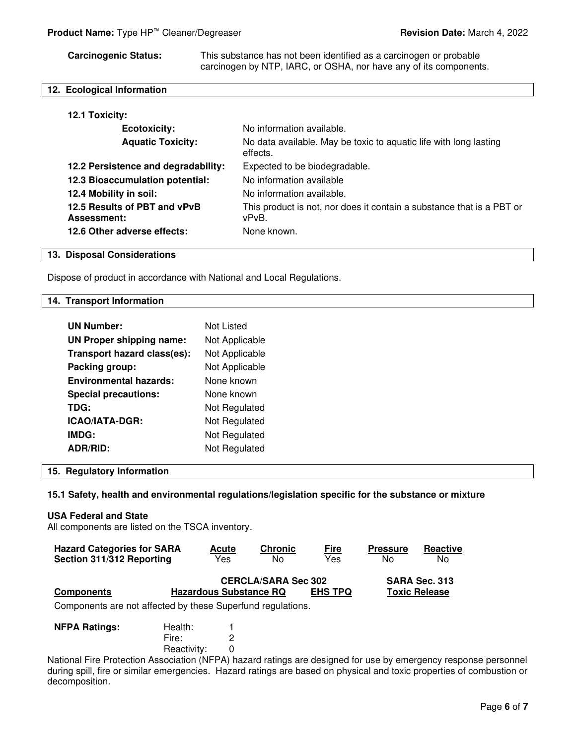**Carcinogenic Status:** This substance has not been identified as a carcinogen or probable carcinogen by NTP, IARC, or OSHA, nor have any of its components.

## 12. Ecological Information

**12.1 Toxicity:**

| | |
|---|---|
| **Ecotoxicity:** | No information available. |
| **Aquatic Toxicity:** | No data available. May be toxic to aquatic life with long lasting effects. |
| **12.2 Persistence and degradability:** | Expected to be biodegradable. |
| **12.3 Bioaccumulation potential:** | No information available |
| **12.4 Mobility in soil:** | No information available. |
| **12.5 Results of PBT and vPvB Assessment:** | This product is not, nor does it contain a substance that is a PBT or vPvB. |
| **12.6 Other adverse effects:** | None known. |

## 13. Disposal Considerations

Dispose of product in accordance with National and Local Regulations.

## 14. Transport Information

| | |
|---|---|
| **UN Number:** | Not Listed |
| **UN Proper shipping name:** | Not Applicable |
| **Transport hazard class(es):** | Not Applicable |
| **Packing group:** | Not Applicable |
| **Environmental hazards:** | None known |
| **Special precautions:** | None known |
| **TDG:** | Not Regulated |
| **ICAO/IATA-DGR:** | Not Regulated |
| **IMDG:** | Not Regulated |
| **ADR/RID:** | Not Regulated |

## 15. Regulatory Information

### 15.1 Safety, health and environmental regulations/legislation specific for the substance or mixture

**USA Federal and State**

All components are listed on the TSCA inventory.

| Hazard Categories for SARA Section 311/312 Reporting | Acute | Chronic | Fire | Pressure | Reactive |
|---|---|---|---|---|---|
| | Yes | No | Yes | No | No |

| Components | CERCLA/SARA Sec 302 Hazardous Substance RQ | EHS TPQ | SARA Sec. 313 Toxic Release |
|---|---|---|---|

Components are not affected by these Superfund regulations.

| **NFPA Ratings:** | | |
|---|---|---|
| | Health: | 1 |
| | Fire: | 2 |
| | Reactivity: | 0 |

National Fire Protection Association (NFPA) hazard ratings are designed for use by emergency response personnel during spill, fire or similar emergencies. Hazard ratings are based on physical and toxic properties of combustion or decomposition.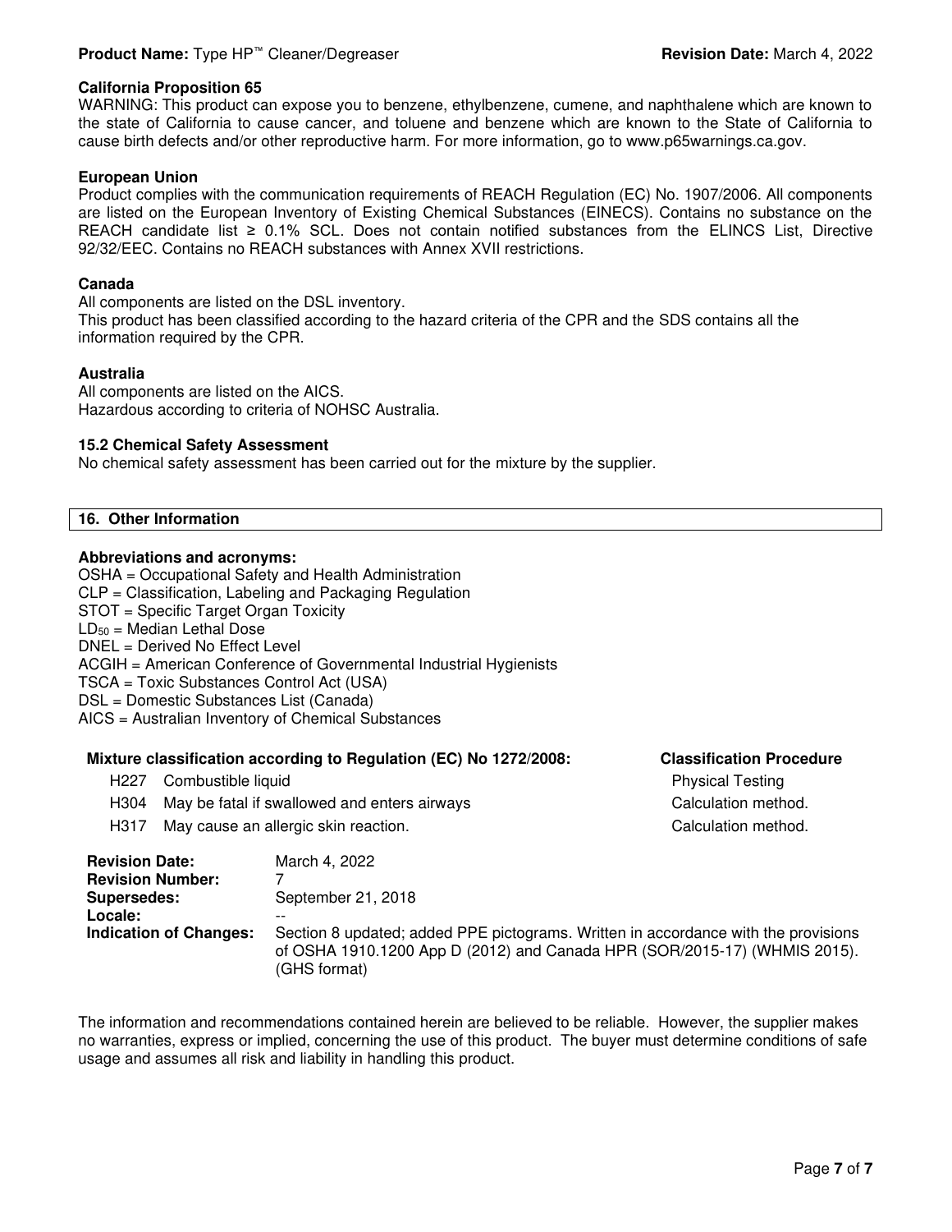**California Proposition 65**

WARNING: This product can expose you to benzene, ethylbenzene, cumene, and naphthalene which are known to the state of California to cause cancer, and toluene and benzene which are known to the State of California to cause birth defects and/or other reproductive harm. For more information, go to www.p65warnings.ca.gov.

**European Union**

Product complies with the communication requirements of REACH Regulation (EC) No. 1907/2006. All components are listed on the European Inventory of Existing Chemical Substances (EINECS). Contains no substance on the REACH candidate list ≥ 0.1% SCL. Does not contain notified substances from the ELINCS List, Directive 92/32/EEC. Contains no REACH substances with Annex XVII restrictions.

**Canada**

All components are listed on the DSL inventory.
This product has been classified according to the hazard criteria of the CPR and the SDS contains all the information required by the CPR.

**Australia**

All components are listed on the AICS.
Hazardous according to criteria of NOHSC Australia.

**15.2 Chemical Safety Assessment**

No chemical safety assessment has been carried out for the mixture by the supplier.

## 16. Other Information

**Abbreviations and acronyms:**

OSHA = Occupational Safety and Health Administration
CLP = Classification, Labeling and Packaging Regulation
STOT = Specific Target Organ Toxicity
$LD_{50}$ = Median Lethal Dose
DNEL = Derived No Effect Level
ACGIH = American Conference of Governmental Industrial Hygienists
TSCA = Toxic Substances Control Act (USA)
DSL = Domestic Substances List (Canada)
AICS = Australian Inventory of Chemical Substances

| Mixture classification according to Regulation (EC) No 1272/2008: | | Classification Procedure |
|---|---|---|
| H227 | Combustible liquid | Physical Testing |
| H304 | May be fatal if swallowed and enters airways | Calculation method. |
| H317 | May cause an allergic skin reaction. | Calculation method. |

| | |
|---|---|
| **Revision Date:** | March 4, 2022 |
| **Revision Number:** | 7 |
| **Supersedes:** | September 21, 2018 |
| **Locale:** | -- |
| **Indication of Changes:** | Section 8 updated; added PPE pictograms. Written in accordance with the provisions of OSHA 1910.1200 App D (2012) and Canada HPR (SOR/2015-17) (WHMIS 2015). (GHS format) |

The information and recommendations contained herein are believed to be reliable. However, the supplier makes no warranties, express or implied, concerning the use of this product. The buyer must determine conditions of safe usage and assumes all risk and liability in handling this product.